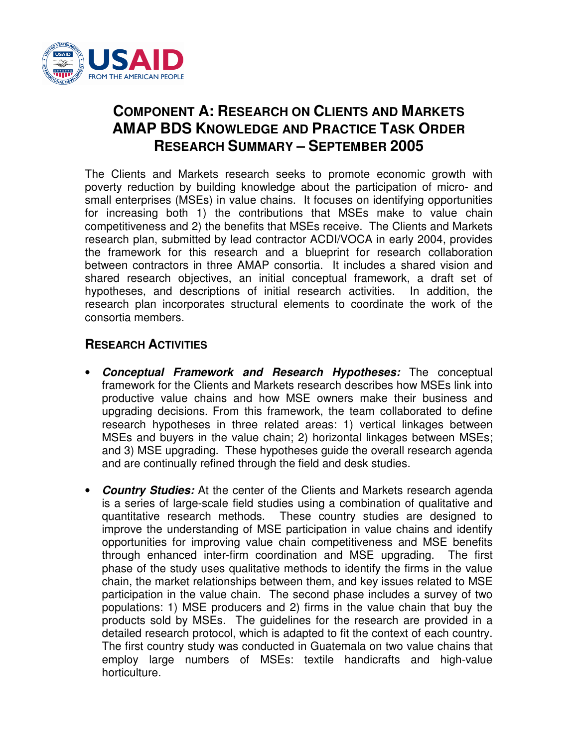# Component A: Research on Clients and Markets
# AMAP BDS Knowledge and Practice Task Order
# Research Summary – September 2005

The Clients and Markets research seeks to promote economic growth with poverty reduction by building knowledge about the participation of micro- and small enterprises (MSEs) in value chains. It focuses on identifying opportunities for increasing both 1) the contributions that MSEs make to value chain competitiveness and 2) the benefits that MSEs receive. The Clients and Markets research plan, submitted by lead contractor ACDI/VOCA in early 2004, provides the framework for this research and a blueprint for research collaboration between contractors in three AMAP consortia. It includes a shared vision and shared research objectives, an initial conceptual framework, a draft set of hypotheses, and descriptions of initial research activities. In addition, the research plan incorporates structural elements to coordinate the work of the consortia members.

## Research Activities

- ***Conceptual Framework and Research Hypotheses:*** The conceptual framework for the Clients and Markets research describes how MSEs link into productive value chains and how MSE owners make their business and upgrading decisions. From this framework, the team collaborated to define research hypotheses in three related areas: 1) vertical linkages between MSEs and buyers in the value chain; 2) horizontal linkages between MSEs; and 3) MSE upgrading. These hypotheses guide the overall research agenda and are continually refined through the field and desk studies.

- ***Country Studies:*** At the center of the Clients and Markets research agenda is a series of large-scale field studies using a combination of qualitative and quantitative research methods. These country studies are designed to improve the understanding of MSE participation in value chains and identify opportunities for improving value chain competitiveness and MSE benefits through enhanced inter-firm coordination and MSE upgrading. The first phase of the study uses qualitative methods to identify the firms in the value chain, the market relationships between them, and key issues related to MSE participation in the value chain. The second phase includes a survey of two populations: 1) MSE producers and 2) firms in the value chain that buy the products sold by MSEs. The guidelines for the research are provided in a detailed research protocol, which is adapted to fit the context of each country. The first country study was conducted in Guatemala on two value chains that employ large numbers of MSEs: textile handicrafts and high-value horticulture.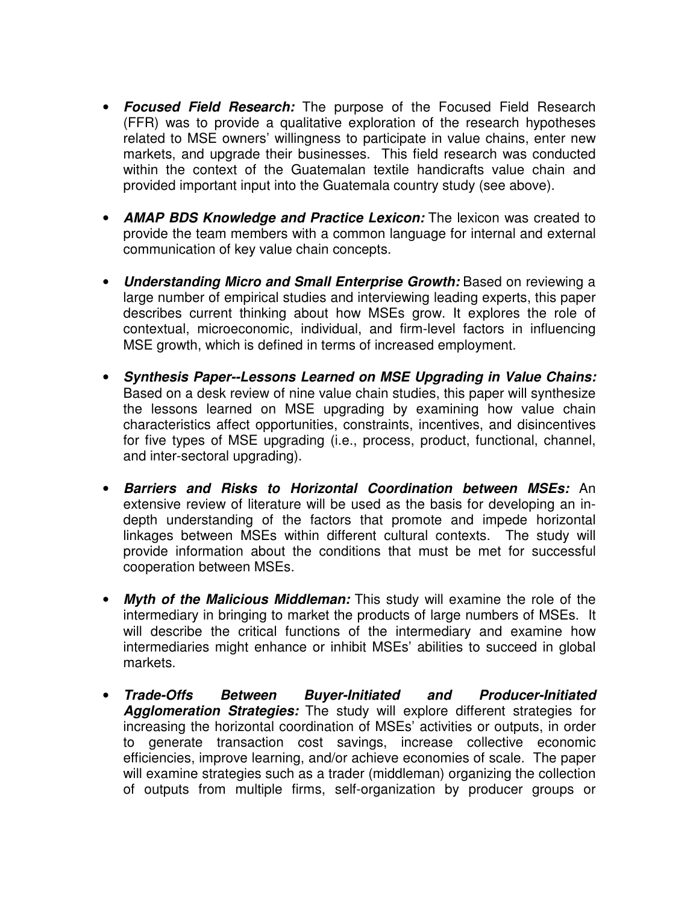- ***Focused Field Research:*** The purpose of the Focused Field Research (FFR) was to provide a qualitative exploration of the research hypotheses related to MSE owners' willingness to participate in value chains, enter new markets, and upgrade their businesses. This field research was conducted within the context of the Guatemalan textile handicrafts value chain and provided important input into the Guatemala country study (see above).

- ***AMAP BDS Knowledge and Practice Lexicon:*** The lexicon was created to provide the team members with a common language for internal and external communication of key value chain concepts.

- ***Understanding Micro and Small Enterprise Growth:*** Based on reviewing a large number of empirical studies and interviewing leading experts, this paper describes current thinking about how MSEs grow. It explores the role of contextual, microeconomic, individual, and firm-level factors in influencing MSE growth, which is defined in terms of increased employment.

- ***Synthesis Paper--Lessons Learned on MSE Upgrading in Value Chains:*** Based on a desk review of nine value chain studies, this paper will synthesize the lessons learned on MSE upgrading by examining how value chain characteristics affect opportunities, constraints, incentives, and disincentives for five types of MSE upgrading (i.e., process, product, functional, channel, and inter-sectoral upgrading).

- ***Barriers and Risks to Horizontal Coordination between MSEs:*** An extensive review of literature will be used as the basis for developing an in-depth understanding of the factors that promote and impede horizontal linkages between MSEs within different cultural contexts. The study will provide information about the conditions that must be met for successful cooperation between MSEs.

- ***Myth of the Malicious Middleman:*** This study will examine the role of the intermediary in bringing to market the products of large numbers of MSEs. It will describe the critical functions of the intermediary and examine how intermediaries might enhance or inhibit MSEs' abilities to succeed in global markets.

- ***Trade-Offs Between Buyer-Initiated and Producer-Initiated Agglomeration Strategies:*** The study will explore different strategies for increasing the horizontal coordination of MSEs' activities or outputs, in order to generate transaction cost savings, increase collective economic efficiencies, improve learning, and/or achieve economies of scale. The paper will examine strategies such as a trader (middleman) organizing the collection of outputs from multiple firms, self-organization by producer groups or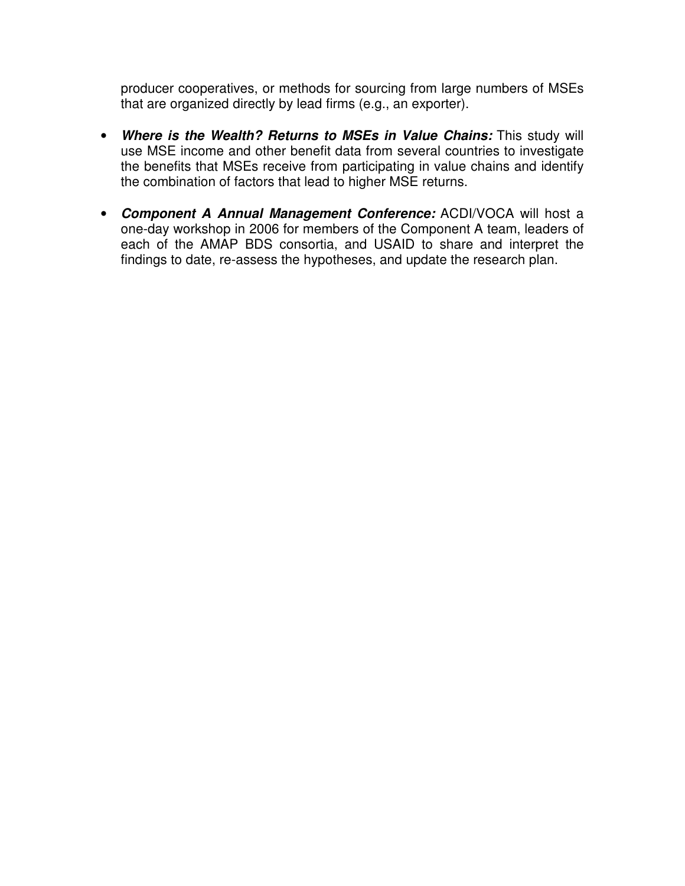producer cooperatives, or methods for sourcing from large numbers of MSEs that are organized directly by lead firms (e.g., an exporter).

- ***Where is the Wealth? Returns to MSEs in Value Chains:*** This study will use MSE income and other benefit data from several countries to investigate the benefits that MSEs receive from participating in value chains and identify the combination of factors that lead to higher MSE returns.

- ***Component A Annual Management Conference:*** ACDI/VOCA will host a one-day workshop in 2006 for members of the Component A team, leaders of each of the AMAP BDS consortia, and USAID to share and interpret the findings to date, re-assess the hypotheses, and update the research plan.